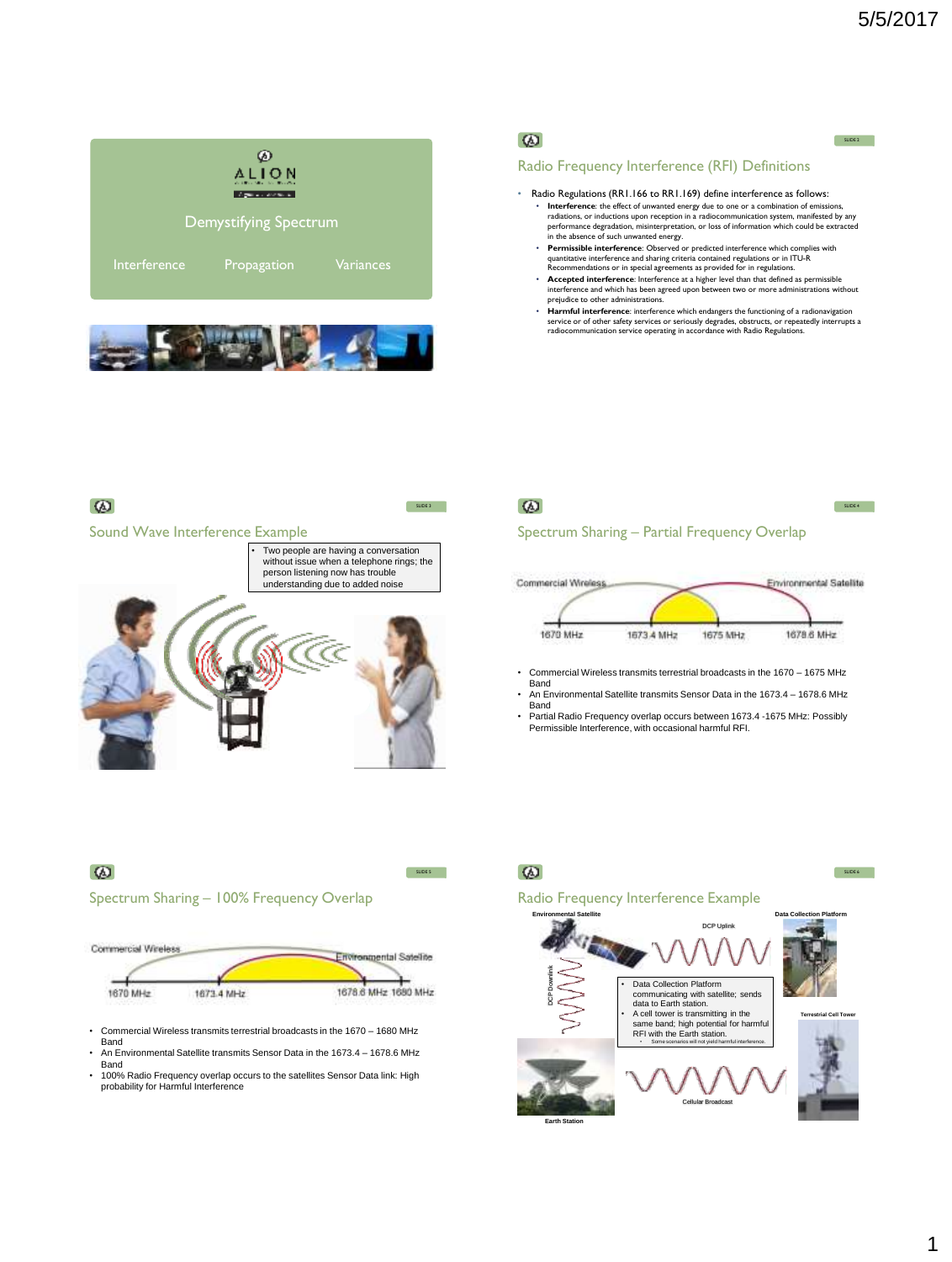# Demystifying Spectrum

Interference Propagation Variances

## Radio Frequency Interference (RFI) Definitions

- Radio Regulations (RR1.166 to RR1.169) define interference as follows:
  - **Interference**: the effect of unwanted energy due to one or a combination of emissions, radiations, or inductions upon reception in a radiocommunication system, manifested by any performance degradation, misinterpretation, or loss of information which could be extracted in the absence of such unwanted energy.
  - **Permissible interference**: Observed or predicted interference which complies with quantitative interference and sharing criteria contained regulations or in ITU-R Recommendations or in special agreements as provided for in regulations.
  - **Accepted interference**: Interference at a higher level than that defined as permissible interference and which has been agreed upon between two or more administrations without prejudice to other administrations.
  - **Harmful interference**: interference which endangers the functioning of a radionavigation service or of other safety services or seriously degrades, obstructs, or repeatedly interrupts a radiocommunication service operating in accordance with Radio Regulations.

## Sound Wave Interference Example

- Two people are having a conversation without issue when a telephone rings; the person listening now has trouble understanding due to added noise

## Spectrum Sharing – Partial Frequency Overlap

Commercial Wireless | Environmental Satellite

1670 MHz | 1673.4 MHz | 1675 MHz | 1678.6 MHz

- Commercial Wireless transmits terrestrial broadcasts in the 1670 – 1675 MHz Band
- An Environmental Satellite transmits Sensor Data in the 1673.4 – 1678.6 MHz Band
- Partial Radio Frequency overlap occurs between 1673.4 -1675 MHz: Possibly Permissible Interference, with occasional harmful RFI.

## Spectrum Sharing – 100% Frequency Overlap

Commercial Wireless | Environmental Satellite

1670 MHz | 1673.4 MHz | 1678.6 MHz 1680 MHz

- Commercial Wireless transmits terrestrial broadcasts in the 1670 – 1680 MHz Band
- An Environmental Satellite transmits Sensor Data in the 1673.4 – 1678.6 MHz Band
- 100% Radio Frequency overlap occurs to the satellites Sensor Data link: High probability for Harmful Interference

## Radio Frequency Interference Example

Environmental Satellite | DCP Uplink | Data Collection Platform | DCP Downlink | Terrestrial Cell Tower | Earth Station | Cellular Broadcast

- Data Collection Platform communicating with satellite; sends data to Earth station.
- A cell tower is transmitting in the same band; high potential for harmful RFI with the Earth station.
  - Some scenarios will not yield harmful interference.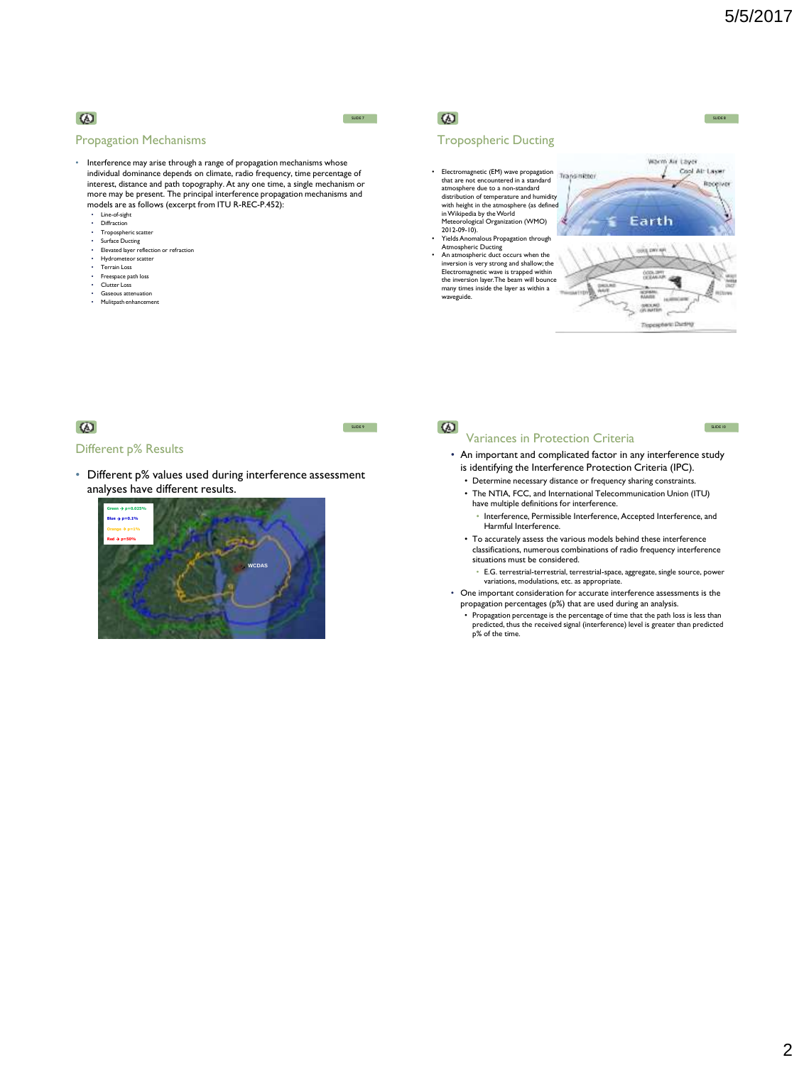## Propagation Mechanisms

- Interference may arise through a range of propagation mechanisms whose individual dominance depends on climate, radio frequency, time percentage of interest, distance and path topography. At any one time, a single mechanism or more may be present. The principal interference propagation mechanisms and models are as follows (excerpt from ITU R-REC-P.452):
  - Line-of-sight
  - Diffraction
  - Tropospheric scatter
  - Surface Ducting
  - Elevated layer reflection or refraction
  - Hydrometeor scatter
  - Terrain Loss
  - Freespace path loss
  - Clutter Loss
  - Gaseous attenuation
  - Mulitpath enhancement

## Tropospheric Ducting

- Electromagnetic (EM) wave propagation that are not encountered in a standard atmosphere due to a non-standard distribution of temperature and humidity with height in the atmosphere (as defined in Wikipedia by the World Meteorological Organization (WMO) 2012-09-10).
- Yields Anomalous Propagation through Atmospheric Ducting
- An atmospheric duct occurs when the inversion is very strong and shallow; the Electromagnetic wave is trapped within the inversion layer. The beam will bounce many times inside the layer as within a waveguide.

Warm Air Layer
Cool Air Layer
Transmitter
Receiver
Earth

Tropospheric Ducting

## Different p% Results

- Different p% values used during interference assessment analyses have different results.

Green → p=0.025%
Blue → p=0.1%
Orange → p=1%
Red → p=50%
WCDAS

## Variances in Protection Criteria

- An important and complicated factor in any interference study is identifying the Interference Protection Criteria (IPC).
  - Determine necessary distance or frequency sharing constraints.
  - The NTIA, FCC, and International Telecommunication Union (ITU) have multiple definitions for interference.
    - Interference, Permissible Interference, Accepted Interference, and Harmful Interference.
  - To accurately assess the various models behind these interference classifications, numerous combinations of radio frequency interference situations must be considered.
    - E.G. terrestrial-terrestrial, terrestrial-space, aggregate, single source, power variations, modulations, etc. as appropriate.
- One important consideration for accurate interference assessments is the propagation percentages (p%) that are used during an analysis.
  - Propagation percentage is the percentage of time that the path loss is less than predicted, thus the received signal (interference) level is greater than predicted p% of the time.